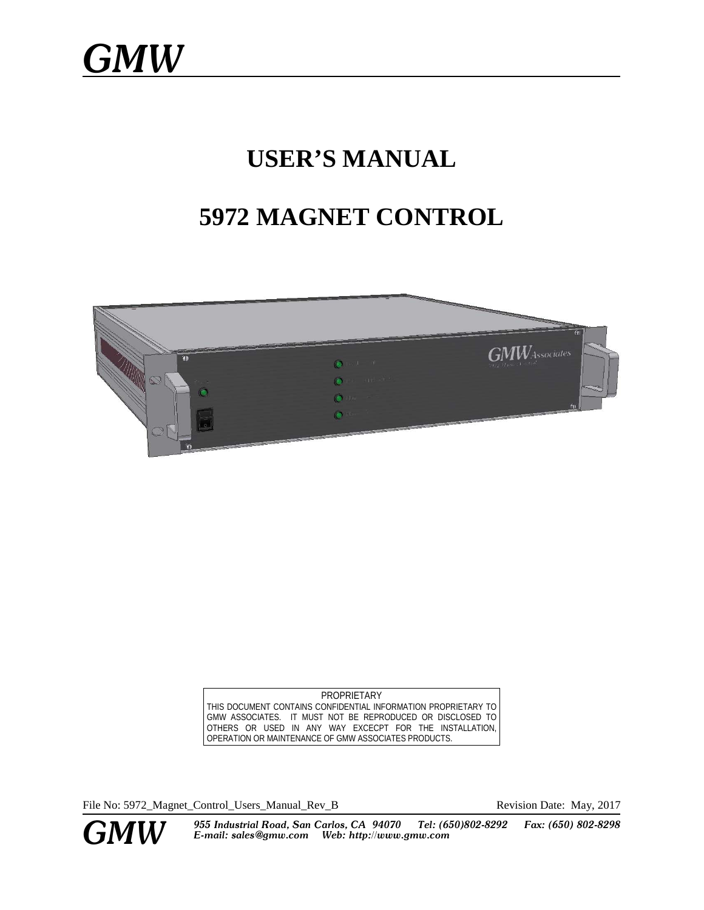# GMW

# USER'S MANUAL

# 5972 MAGNET CONTROL

PROPRIETARY
THIS DOCUMENT CONTAINS CONFIDENTIAL INFORMATION PROPRIETARY TO GMW ASSOCIATES. IT MUST NOT BE REPRODUCED OR DISCLOSED TO OTHERS OR USED IN ANY WAY EXCECPT FOR THE INSTALLATION, OPERATION OR MAINTENANCE OF GMW ASSOCIATES PRODUCTS.

File No: 5972_Magnet_Control_Users_Manual_Rev_B Revision Date: May, 2017

**GMW** *955 Industrial Road, San Carlos, CA 94070 Tel: (650)802-8292 Fax: (650) 802-8298*
*E-mail: sales@gmw.com Web: http://www.gmw.com*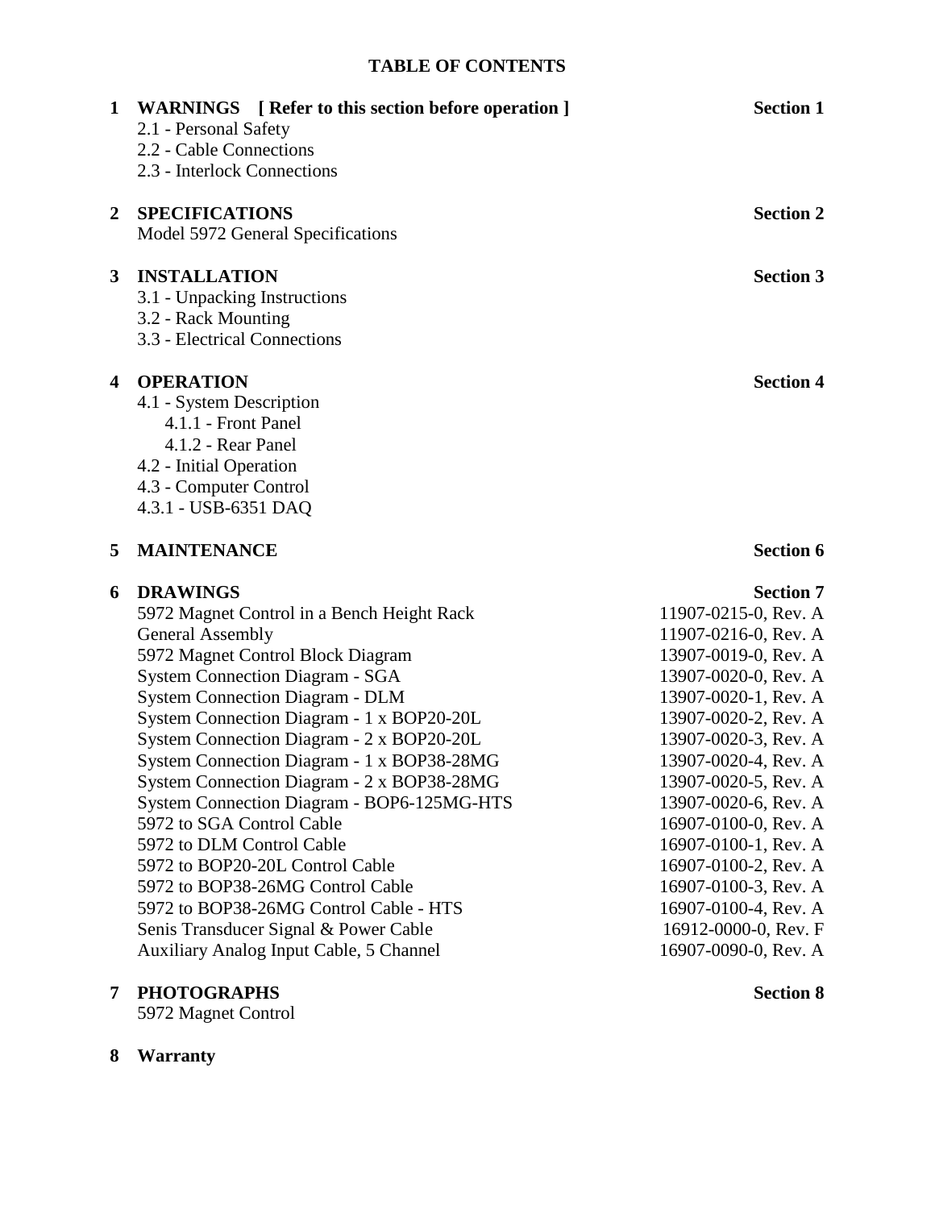# TABLE OF CONTENTS

| | | |
|---|---|---|
| **1** | **WARNINGS [ Refer to this section before operation ]** | **Section 1** |
| | 2.1 - Personal Safety | |
| | 2.2 - Cable Connections | |
| | 2.3 - Interlock Connections | |
| **2** | **SPECIFICATIONS** | **Section 2** |
| | Model 5972 General Specifications | |
| **3** | **INSTALLATION** | **Section 3** |
| | 3.1 - Unpacking Instructions | |
| | 3.2 - Rack Mounting | |
| | 3.3 - Electrical Connections | |
| **4** | **OPERATION** | **Section 4** |
| | 4.1 - System Description | |
| | 4.1.1 - Front Panel | |
| | 4.1.2 - Rear Panel | |
| | 4.2 - Initial Operation | |
| | 4.3 - Computer Control | |
| | 4.3.1 - USB-6351 DAQ | |
| **5** | **MAINTENANCE** | **Section 6** |
| **6** | **DRAWINGS** | **Section 7** |
| | 5972 Magnet Control in a Bench Height Rack | 11907-0215-0, Rev. A |
| | General Assembly | 11907-0216-0, Rev. A |
| | 5972 Magnet Control Block Diagram | 13907-0019-0, Rev. A |
| | System Connection Diagram - SGA | 13907-0020-0, Rev. A |
| | System Connection Diagram - DLM | 13907-0020-1, Rev. A |
| | System Connection Diagram - 1 x BOP20-20L | 13907-0020-2, Rev. A |
| | System Connection Diagram - 2 x BOP20-20L | 13907-0020-3, Rev. A |
| | System Connection Diagram - 1 x BOP38-28MG | 13907-0020-4, Rev. A |
| | System Connection Diagram - 2 x BOP38-28MG | 13907-0020-5, Rev. A |
| | System Connection Diagram - BOP6-125MG-HTS | 13907-0020-6, Rev. A |
| | 5972 to SGA Control Cable | 16907-0100-0, Rev. A |
| | 5972 to DLM Control Cable | 16907-0100-1, Rev. A |
| | 5972 to BOP20-20L Control Cable | 16907-0100-2, Rev. A |
| | 5972 to BOP38-26MG Control Cable | 16907-0100-3, Rev. A |
| | 5972 to BOP38-26MG Control Cable - HTS | 16907-0100-4, Rev. A |
| | Senis Transducer Signal & Power Cable | 16912-0000-0, Rev. F |
| | Auxiliary Analog Input Cable, 5 Channel | 16907-0090-0, Rev. A |
| **7** | **PHOTOGRAPHS** | **Section 8** |
| | 5972 Magnet Control | |
| **8** | **Warranty** | |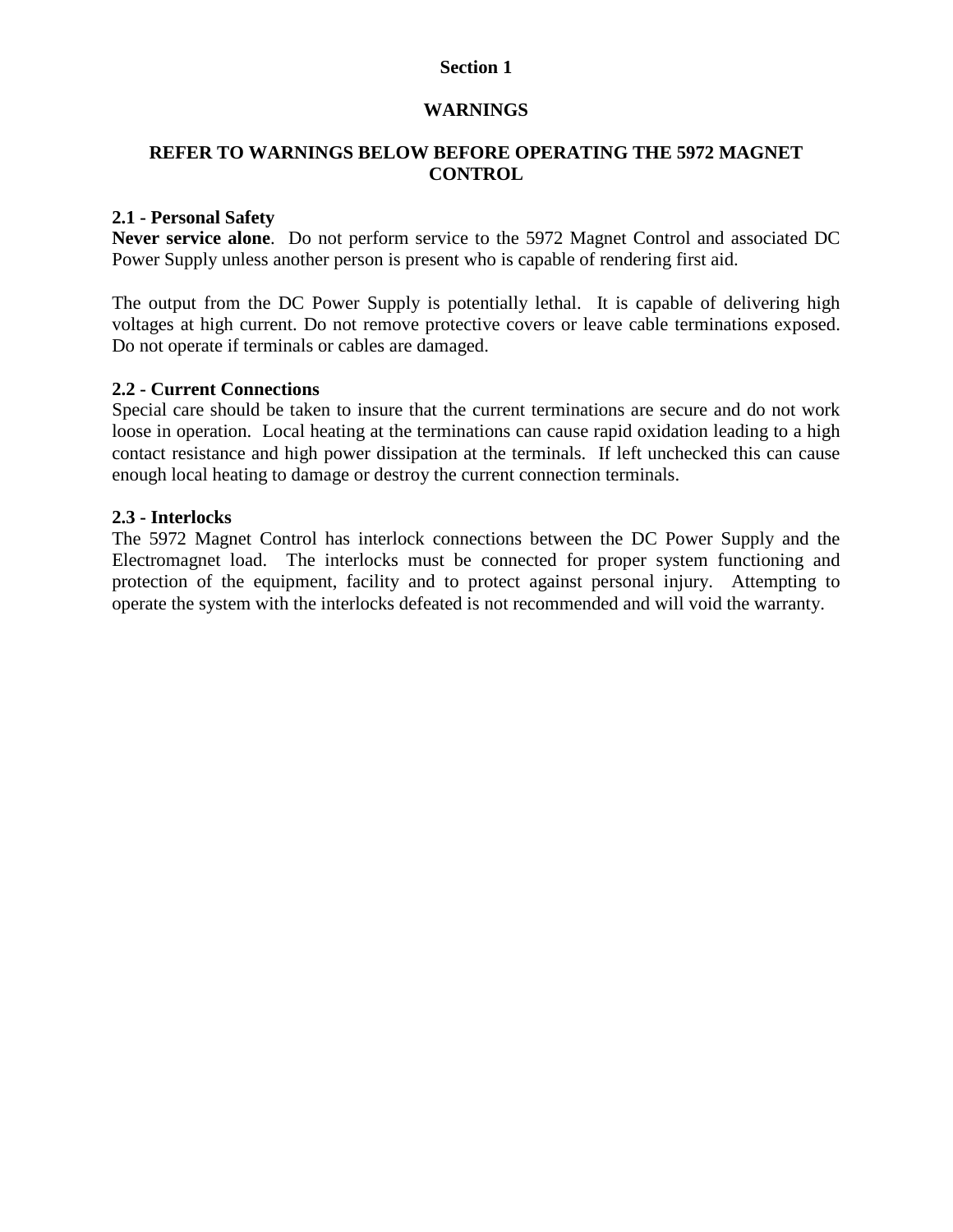# Section 1

## WARNINGS

### REFER TO WARNINGS BELOW BEFORE OPERATING THE 5972 MAGNET CONTROL

**2.1 - Personal Safety**
**Never service alone**. Do not perform service to the 5972 Magnet Control and associated DC Power Supply unless another person is present who is capable of rendering first aid.

The output from the DC Power Supply is potentially lethal. It is capable of delivering high voltages at high current. Do not remove protective covers or leave cable terminations exposed. Do not operate if terminals or cables are damaged.

**2.2 - Current Connections**
Special care should be taken to insure that the current terminations are secure and do not work loose in operation. Local heating at the terminations can cause rapid oxidation leading to a high contact resistance and high power dissipation at the terminals. If left unchecked this can cause enough local heating to damage or destroy the current connection terminals.

**2.3 - Interlocks**
The 5972 Magnet Control has interlock connections between the DC Power Supply and the Electromagnet load. The interlocks must be connected for proper system functioning and protection of the equipment, facility and to protect against personal injury. Attempting to operate the system with the interlocks defeated is not recommended and will void the warranty.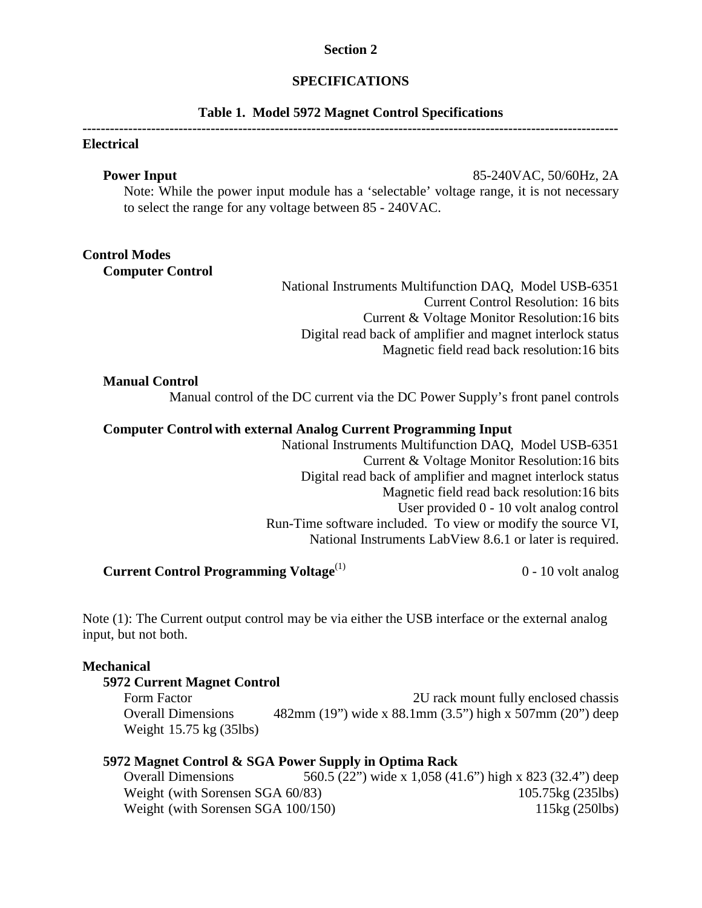# Section 2

## SPECIFICATIONS

### Table 1. Model 5972 Magnet Control Specifications

---

**Electrical**

**Power Input** 85-240VAC, 50/60Hz, 2A

Note: While the power input module has a 'selectable' voltage range, it is not necessary to select the range for any voltage between 85 - 240VAC.

**Control Modes**

**Computer Control**

National Instruments Multifunction DAQ, Model USB-6351
Current Control Resolution: 16 bits
Current & Voltage Monitor Resolution:16 bits
Digital read back of amplifier and magnet interlock status
Magnetic field read back resolution:16 bits

**Manual Control**

Manual control of the DC current via the DC Power Supply's front panel controls

**Computer Control with external Analog Current Programming Input**

National Instruments Multifunction DAQ, Model USB-6351
Current & Voltage Monitor Resolution:16 bits
Digital read back of amplifier and magnet interlock status
Magnetic field read back resolution:16 bits
User provided 0 - 10 volt analog control
Run-Time software included. To view or modify the source VI,
National Instruments LabView 8.6.1 or later is required.

**Current Control Programming Voltage**(1) 0 - 10 volt analog

Note (1): The Current output control may be via either the USB interface or the external analog input, but not both.

**Mechanical**

**5972 Current Magnet Control**

Form Factor: 2U rack mount fully enclosed chassis
Overall Dimensions: 482mm (19") wide x 88.1mm (3.5") high x 507mm (20") deep
Weight 15.75 kg (35lbs)

**5972 Magnet Control & SGA Power Supply in Optima Rack**

Overall Dimensions: 560.5 (22") wide x 1,058 (41.6") high x 823 (32.4") deep
Weight (with Sorensen SGA 60/83): 105.75kg (235lbs)
Weight (with Sorensen SGA 100/150): 115kg (250lbs)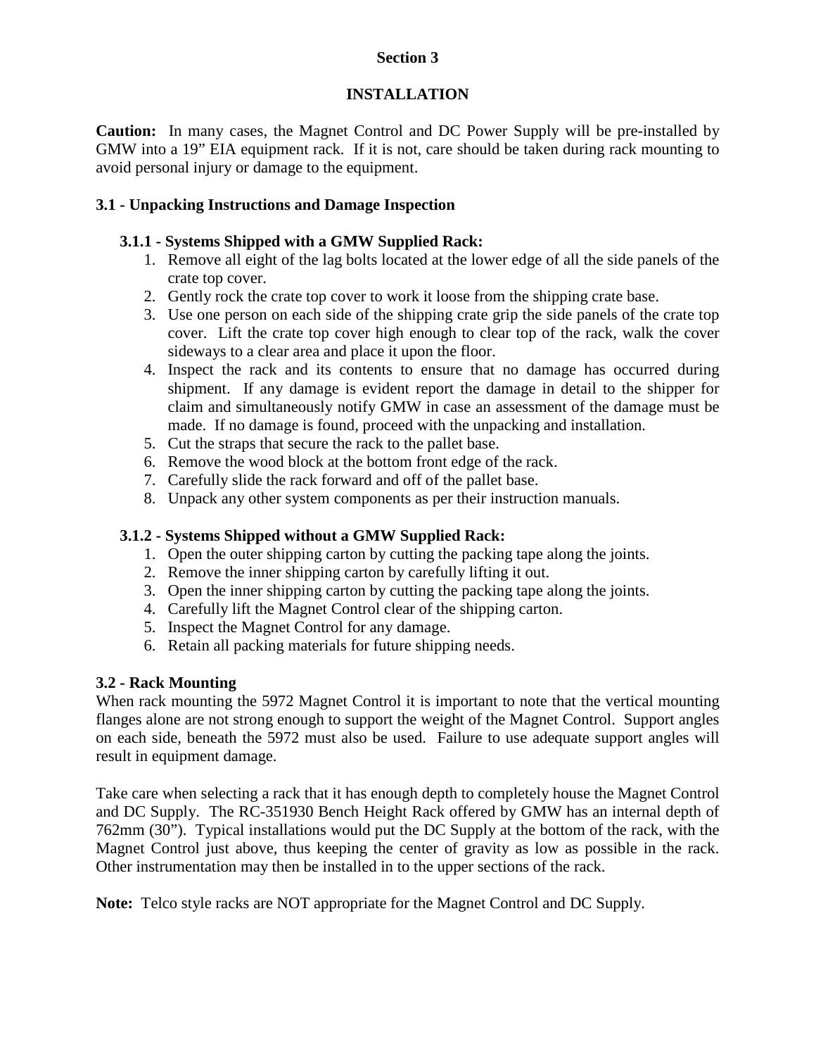# Section 3

# INSTALLATION

**Caution:** In many cases, the Magnet Control and DC Power Supply will be pre-installed by GMW into a 19" EIA equipment rack. If it is not, care should be taken during rack mounting to avoid personal injury or damage to the equipment.

## 3.1 - Unpacking Instructions and Damage Inspection

### 3.1.1 - Systems Shipped with a GMW Supplied Rack:

1. Remove all eight of the lag bolts located at the lower edge of all the side panels of the crate top cover.
2. Gently rock the crate top cover to work it loose from the shipping crate base.
3. Use one person on each side of the shipping crate grip the side panels of the crate top cover. Lift the crate top cover high enough to clear top of the rack, walk the cover sideways to a clear area and place it upon the floor.
4. Inspect the rack and its contents to ensure that no damage has occurred during shipment. If any damage is evident report the damage in detail to the shipper for claim and simultaneously notify GMW in case an assessment of the damage must be made. If no damage is found, proceed with the unpacking and installation.
5. Cut the straps that secure the rack to the pallet base.
6. Remove the wood block at the bottom front edge of the rack.
7. Carefully slide the rack forward and off of the pallet base.
8. Unpack any other system components as per their instruction manuals.

### 3.1.2 - Systems Shipped without a GMW Supplied Rack:

1. Open the outer shipping carton by cutting the packing tape along the joints.
2. Remove the inner shipping carton by carefully lifting it out.
3. Open the inner shipping carton by cutting the packing tape along the joints.
4. Carefully lift the Magnet Control clear of the shipping carton.
5. Inspect the Magnet Control for any damage.
6. Retain all packing materials for future shipping needs.

## 3.2 - Rack Mounting

When rack mounting the 5972 Magnet Control it is important to note that the vertical mounting flanges alone are not strong enough to support the weight of the Magnet Control. Support angles on each side, beneath the 5972 must also be used. Failure to use adequate support angles will result in equipment damage.

Take care when selecting a rack that it has enough depth to completely house the Magnet Control and DC Supply. The RC-351930 Bench Height Rack offered by GMW has an internal depth of 762mm (30"). Typical installations would put the DC Supply at the bottom of the rack, with the Magnet Control just above, thus keeping the center of gravity as low as possible in the rack. Other instrumentation may then be installed in to the upper sections of the rack.

**Note:** Telco style racks are NOT appropriate for the Magnet Control and DC Supply.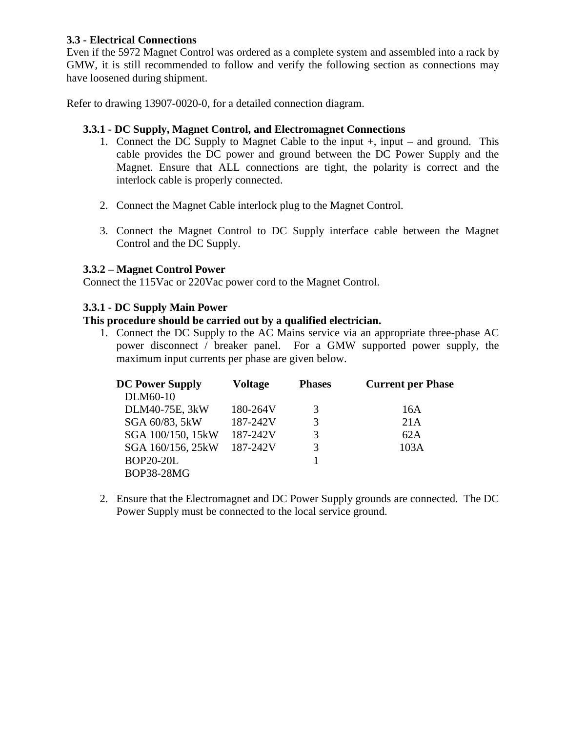### 3.3 - Electrical Connections

Even if the 5972 Magnet Control was ordered as a complete system and assembled into a rack by GMW, it is still recommended to follow and verify the following section as connections may have loosened during shipment.

Refer to drawing 13907-0020-0, for a detailed connection diagram.

#### 3.3.1 - DC Supply, Magnet Control, and Electromagnet Connections

1. Connect the DC Supply to Magnet Cable to the input +, input – and ground. This cable provides the DC power and ground between the DC Power Supply and the Magnet. Ensure that ALL connections are tight, the polarity is correct and the interlock cable is properly connected.
2. Connect the Magnet Cable interlock plug to the Magnet Control.
3. Connect the Magnet Control to DC Supply interface cable between the Magnet Control and the DC Supply.

#### 3.3.2 – Magnet Control Power

Connect the 115Vac or 220Vac power cord to the Magnet Control.

#### 3.3.1 - DC Supply Main Power

**This procedure should be carried out by a qualified electrician.**

1. Connect the DC Supply to the AC Mains service via an appropriate three-phase AC power disconnect / breaker panel. For a GMW supported power supply, the maximum input currents per phase are given below.

| DC Power Supply | Voltage | Phases | Current per Phase |
|---|---|---|---|
| DLM60-10 | | | |
| DLM40-75E, 3kW | 180-264V | 3 | 16A |
| SGA 60/83, 5kW | 187-242V | 3 | 21A |
| SGA 100/150, 15kW | 187-242V | 3 | 62A |
| SGA 160/156, 25kW | 187-242V | 3 | 103A |
| BOP20-20L | | 1 | |
| BOP38-28MG | | | |

2. Ensure that the Electromagnet and DC Power Supply grounds are connected. The DC Power Supply must be connected to the local service ground.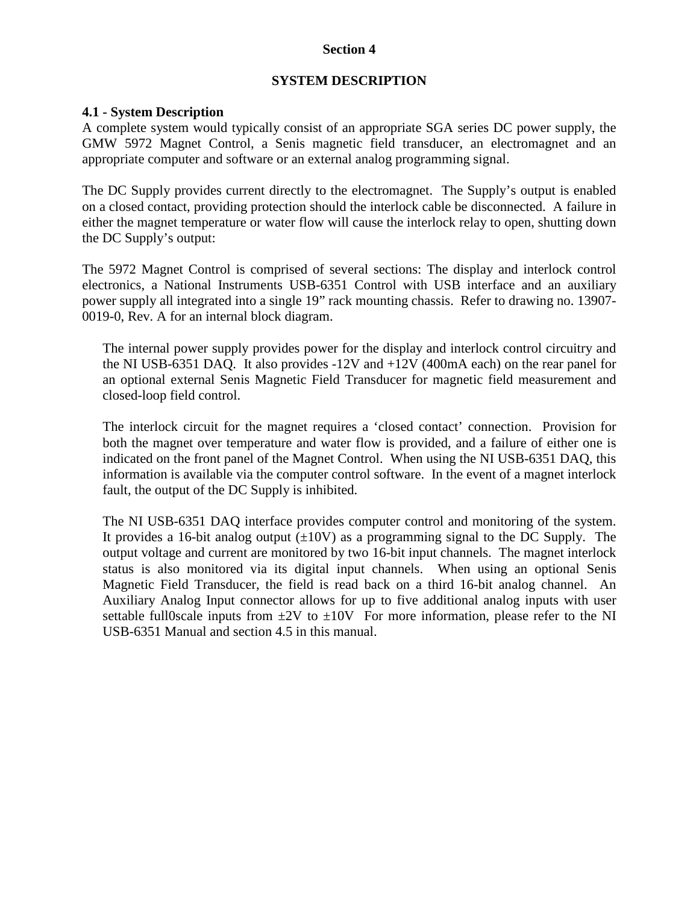# Section 4

## SYSTEM DESCRIPTION

### 4.1 - System Description

A complete system would typically consist of an appropriate SGA series DC power supply, the GMW 5972 Magnet Control, a Senis magnetic field transducer, an electromagnet and an appropriate computer and software or an external analog programming signal.

The DC Supply provides current directly to the electromagnet. The Supply's output is enabled on a closed contact, providing protection should the interlock cable be disconnected. A failure in either the magnet temperature or water flow will cause the interlock relay to open, shutting down the DC Supply's output:

The 5972 Magnet Control is comprised of several sections: The display and interlock control electronics, a National Instruments USB-6351 Control with USB interface and an auxiliary power supply all integrated into a single 19" rack mounting chassis. Refer to drawing no. 13907-0019-0, Rev. A for an internal block diagram.

> The internal power supply provides power for the display and interlock control circuitry and the NI USB-6351 DAQ. It also provides -12V and +12V (400mA each) on the rear panel for an optional external Senis Magnetic Field Transducer for magnetic field measurement and closed-loop field control.
>
> The interlock circuit for the magnet requires a 'closed contact' connection. Provision for both the magnet over temperature and water flow is provided, and a failure of either one is indicated on the front panel of the Magnet Control. When using the NI USB-6351 DAQ, this information is available via the computer control software. In the event of a magnet interlock fault, the output of the DC Supply is inhibited.
>
> The NI USB-6351 DAQ interface provides computer control and monitoring of the system. It provides a 16-bit analog output (±10V) as a programming signal to the DC Supply. The output voltage and current are monitored by two 16-bit input channels. The magnet interlock status is also monitored via its digital input channels. When using an optional Senis Magnetic Field Transducer, the field is read back on a third 16-bit analog channel. An Auxiliary Analog Input connector allows for up to five additional analog inputs with user settable full0scale inputs from ±2V to ±10V For more information, please refer to the NI USB-6351 Manual and section 4.5 in this manual.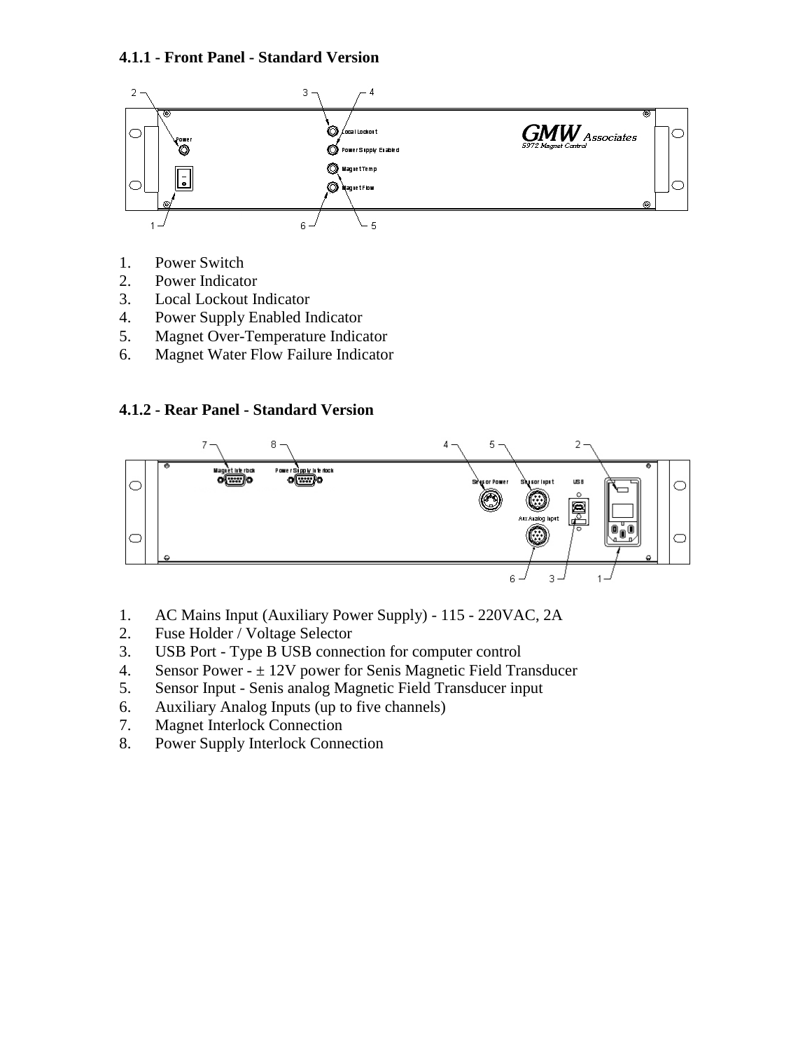#### 4.1.1 - Front Panel - Standard Version

1. Power Switch
2. Power Indicator
3. Local Lockout Indicator
4. Power Supply Enabled Indicator
5. Magnet Over-Temperature Indicator
6. Magnet Water Flow Failure Indicator

#### 4.1.2 - Rear Panel - Standard Version

1. AC Mains Input (Auxiliary Power Supply) - 115 - 220VAC, 2A
2. Fuse Holder / Voltage Selector
3. USB Port - Type B USB connection for computer control
4. Sensor Power - ± 12V power for Senis Magnetic Field Transducer
5. Sensor Input - Senis analog Magnetic Field Transducer input
6. Auxiliary Analog Inputs (up to five channels)
7. Magnet Interlock Connection
8. Power Supply Interlock Connection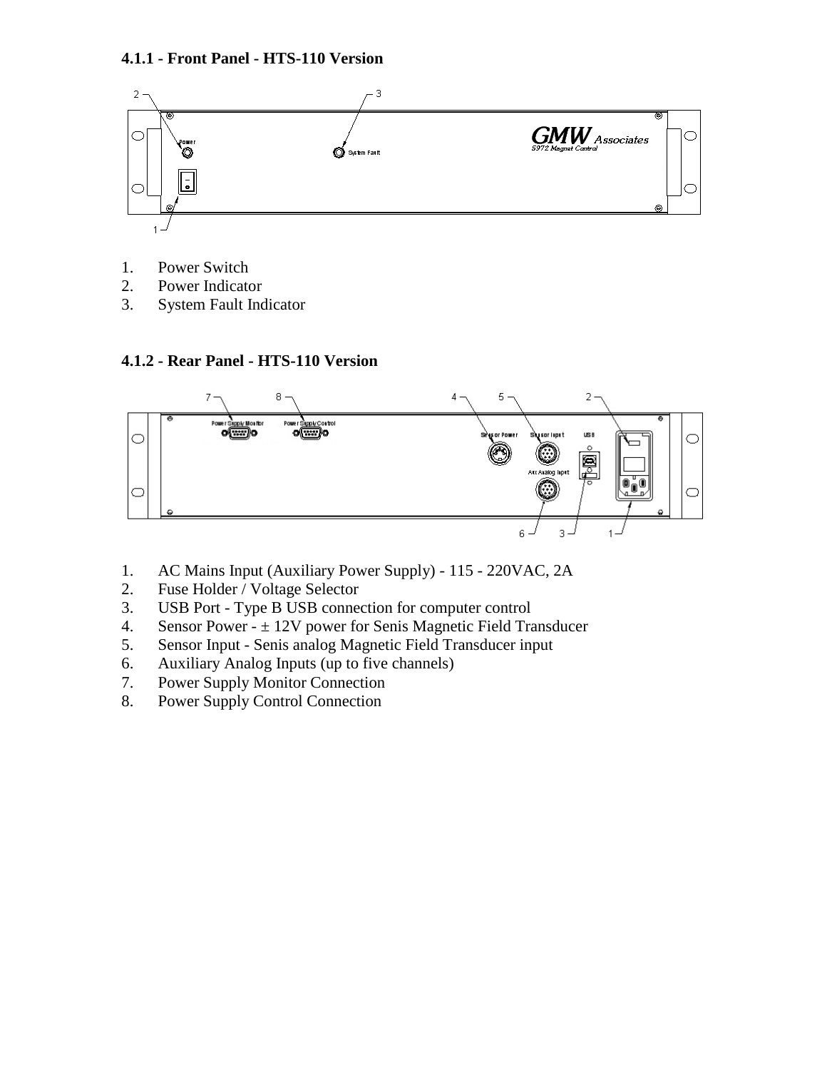### 4.1.1 - Front Panel - HTS-110 Version

1. Power Switch
2. Power Indicator
3. System Fault Indicator

### 4.1.2 - Rear Panel - HTS-110 Version

1. AC Mains Input (Auxiliary Power Supply) - 115 - 220VAC, 2A
2. Fuse Holder / Voltage Selector
3. USB Port - Type B USB connection for computer control
4. Sensor Power - ± 12V power for Senis Magnetic Field Transducer
5. Sensor Input - Senis analog Magnetic Field Transducer input
6. Auxiliary Analog Inputs (up to five channels)
7. Power Supply Monitor Connection
8. Power Supply Control Connection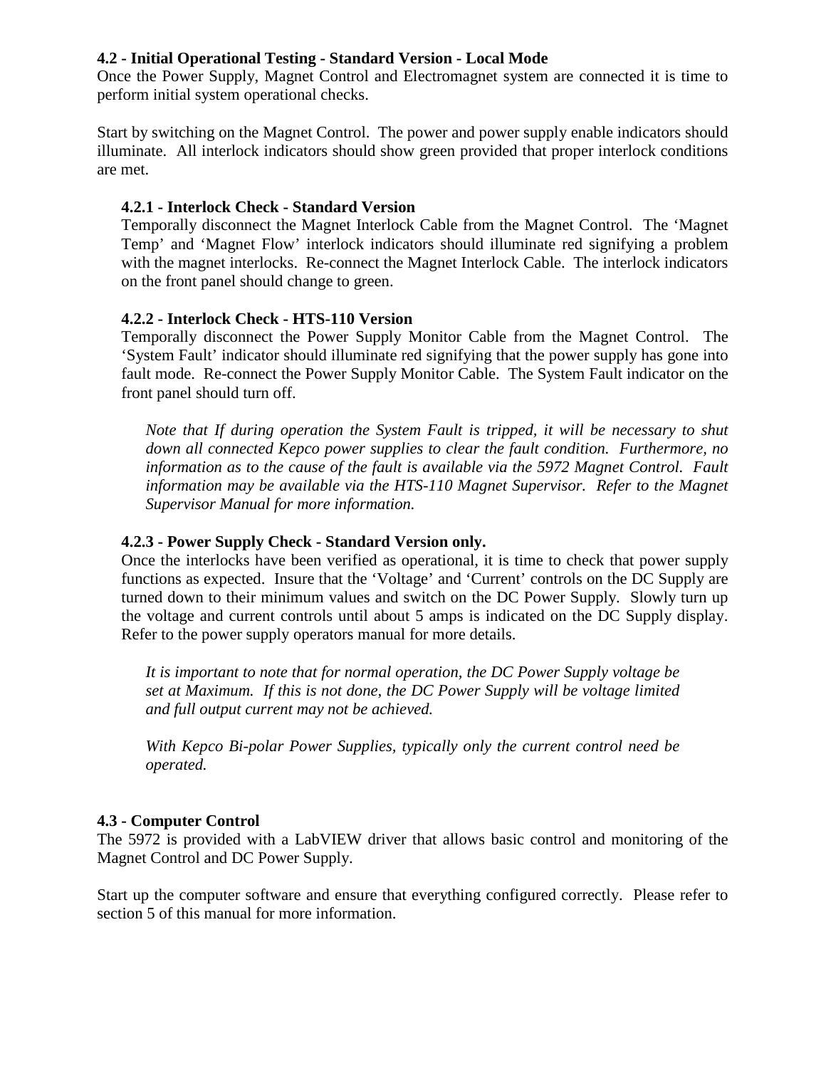### 4.2 - Initial Operational Testing - Standard Version - Local Mode

Once the Power Supply, Magnet Control and Electromagnet system are connected it is time to perform initial system operational checks.

Start by switching on the Magnet Control. The power and power supply enable indicators should illuminate. All interlock indicators should show green provided that proper interlock conditions are met.

#### 4.2.1 - Interlock Check - Standard Version

Temporally disconnect the Magnet Interlock Cable from the Magnet Control. The 'Magnet Temp' and 'Magnet Flow' interlock indicators should illuminate red signifying a problem with the magnet interlocks. Re-connect the Magnet Interlock Cable. The interlock indicators on the front panel should change to green.

#### 4.2.2 - Interlock Check - HTS-110 Version

Temporally disconnect the Power Supply Monitor Cable from the Magnet Control. The 'System Fault' indicator should illuminate red signifying that the power supply has gone into fault mode. Re-connect the Power Supply Monitor Cable. The System Fault indicator on the front panel should turn off.

*Note that If during operation the System Fault is tripped, it will be necessary to shut down all connected Kepco power supplies to clear the fault condition. Furthermore, no information as to the cause of the fault is available via the 5972 Magnet Control. Fault information may be available via the HTS-110 Magnet Supervisor. Refer to the Magnet Supervisor Manual for more information.*

#### 4.2.3 - Power Supply Check - Standard Version only.

Once the interlocks have been verified as operational, it is time to check that power supply functions as expected. Insure that the 'Voltage' and 'Current' controls on the DC Supply are turned down to their minimum values and switch on the DC Power Supply. Slowly turn up the voltage and current controls until about 5 amps is indicated on the DC Supply display. Refer to the power supply operators manual for more details.

*It is important to note that for normal operation, the DC Power Supply voltage be set at Maximum. If this is not done, the DC Power Supply will be voltage limited and full output current may not be achieved.*

*With Kepco Bi-polar Power Supplies, typically only the current control need be operated.*

### 4.3 - Computer Control

The 5972 is provided with a LabVIEW driver that allows basic control and monitoring of the Magnet Control and DC Power Supply.

Start up the computer software and ensure that everything configured correctly. Please refer to section 5 of this manual for more information.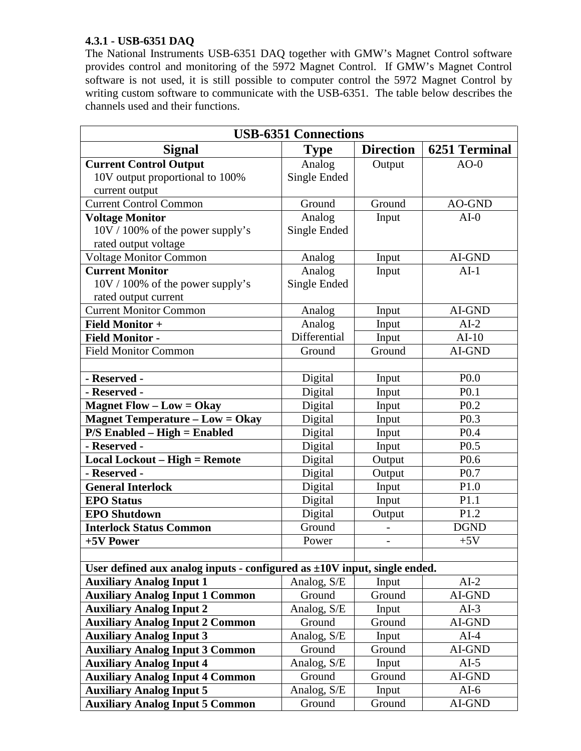### 4.3.1 - USB-6351 DAQ

The National Instruments USB-6351 DAQ together with GMW's Magnet Control software provides control and monitoring of the 5972 Magnet Control. If GMW's Magnet Control software is not used, it is still possible to computer control the 5972 Magnet Control by writing custom software to communicate with the USB-6351. The table below describes the channels used and their functions.

| USB-6351 Connections | | | |
|---|---|---|---|
| **Signal** | **Type** | **Direction** | **6251 Terminal** |
| **Current Control Output**<br>10V output proportional to 100% current output | Analog Single Ended | Output | AO-0 |
| Current Control Common | Ground | Ground | AO-GND |
| **Voltage Monitor**<br>10V / 100% of the power supply's rated output voltage | Analog Single Ended | Input | AI-0 |
| Voltage Monitor Common | Analog | Input | AI-GND |
| **Current Monitor**<br>10V / 100% of the power supply's rated output current | Analog Single Ended | Input | AI-1 |
| Current Monitor Common | Analog | Input | AI-GND |
| **Field Monitor +** | Analog Differential | Input | AI-2 |
| **Field Monitor -** | | Input | AI-10 |
| Field Monitor Common | Ground | Ground | AI-GND |
| | | | |
| **- Reserved -** | Digital | Input | P0.0 |
| **- Reserved -** | Digital | Input | P0.1 |
| **Magnet Flow – Low = Okay** | Digital | Input | P0.2 |
| **Magnet Temperature – Low = Okay** | Digital | Input | P0.3 |
| **P/S Enabled – High = Enabled** | Digital | Input | P0.4 |
| **- Reserved -** | Digital | Input | P0.5 |
| **Local Lockout – High = Remote** | Digital | Output | P0.6 |
| **- Reserved -** | Digital | Output | P0.7 |
| **General Interlock** | Digital | Input | P1.0 |
| **EPO Status** | Digital | Input | P1.1 |
| **EPO Shutdown** | Digital | Output | P1.2 |
| **Interlock Status Common** | Ground | - | DGND |
| **+5V Power** | Power | - | +5V |
| | | | |
| **User defined aux analog inputs - configured as ±10V input, single ended.** | | | |
| **Auxiliary Analog Input 1** | Analog, S/E | Input | AI-2 |
| **Auxiliary Analog Input 1 Common** | Ground | Ground | AI-GND |
| **Auxiliary Analog Input 2** | Analog, S/E | Input | AI-3 |
| **Auxiliary Analog Input 2 Common** | Ground | Ground | AI-GND |
| **Auxiliary Analog Input 3** | Analog, S/E | Input | AI-4 |
| **Auxiliary Analog Input 3 Common** | Ground | Ground | AI-GND |
| **Auxiliary Analog Input 4** | Analog, S/E | Input | AI-5 |
| **Auxiliary Analog Input 4 Common** | Ground | Ground | AI-GND |
| **Auxiliary Analog Input 5** | Analog, S/E | Input | AI-6 |
| **Auxiliary Analog Input 5 Common** | Ground | Ground | AI-GND |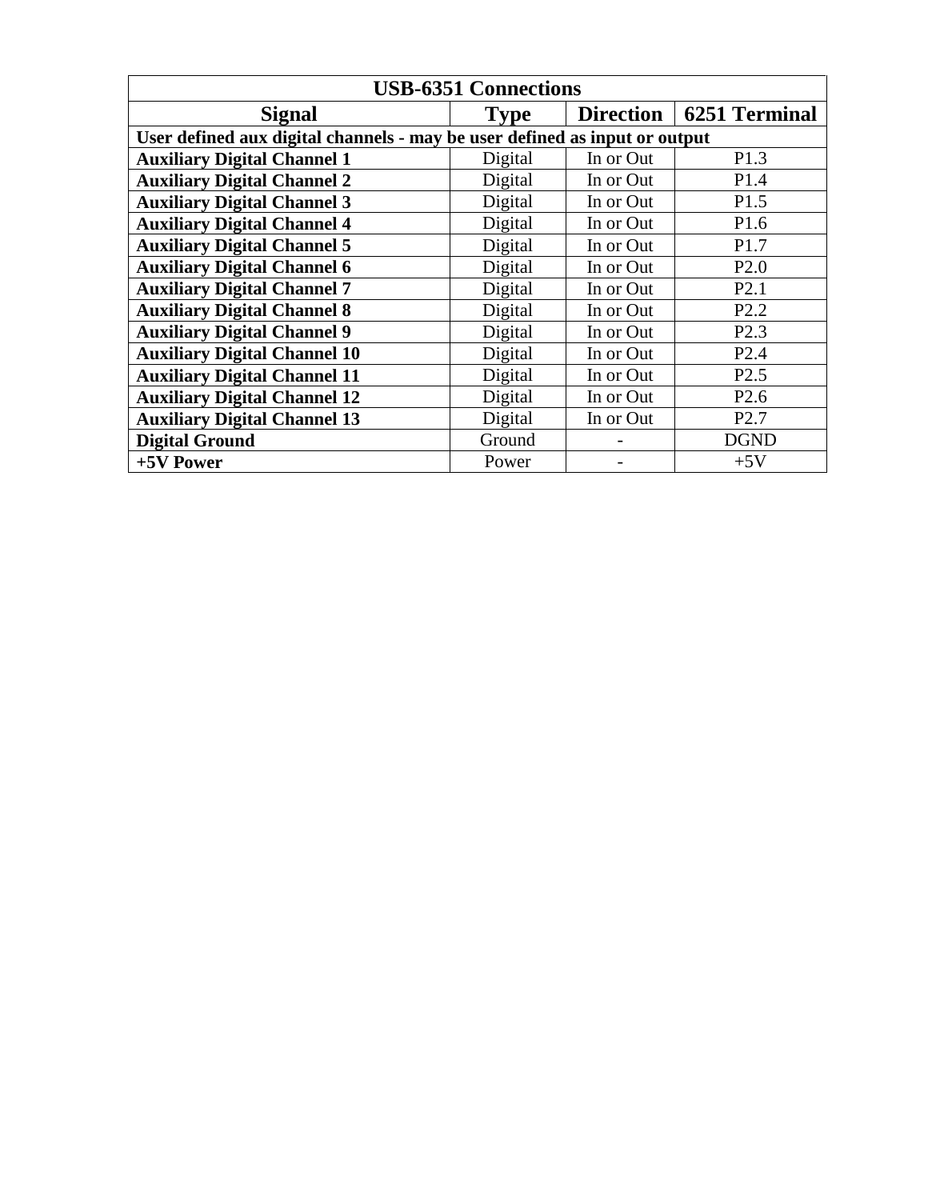| USB-6351 Connections | | | |
|---|---|---|---|
| **Signal** | **Type** | **Direction** | **6251 Terminal** |
| **User defined aux digital channels - may be user defined as input or output** | | | |
| **Auxiliary Digital Channel 1** | Digital | In or Out | P1.3 |
| **Auxiliary Digital Channel 2** | Digital | In or Out | P1.4 |
| **Auxiliary Digital Channel 3** | Digital | In or Out | P1.5 |
| **Auxiliary Digital Channel 4** | Digital | In or Out | P1.6 |
| **Auxiliary Digital Channel 5** | Digital | In or Out | P1.7 |
| **Auxiliary Digital Channel 6** | Digital | In or Out | P2.0 |
| **Auxiliary Digital Channel 7** | Digital | In or Out | P2.1 |
| **Auxiliary Digital Channel 8** | Digital | In or Out | P2.2 |
| **Auxiliary Digital Channel 9** | Digital | In or Out | P2.3 |
| **Auxiliary Digital Channel 10** | Digital | In or Out | P2.4 |
| **Auxiliary Digital Channel 11** | Digital | In or Out | P2.5 |
| **Auxiliary Digital Channel 12** | Digital | In or Out | P2.6 |
| **Auxiliary Digital Channel 13** | Digital | In or Out | P2.7 |
| **Digital Ground** | Ground | - | DGND |
| **+5V Power** | Power | - | +5V |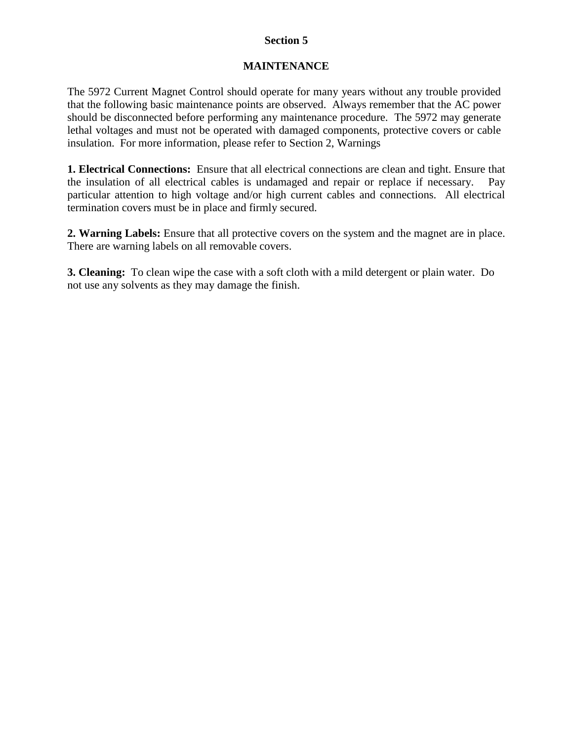# Section 5

## MAINTENANCE

The 5972 Current Magnet Control should operate for many years without any trouble provided that the following basic maintenance points are observed. Always remember that the AC power should be disconnected before performing any maintenance procedure. The 5972 may generate lethal voltages and must not be operated with damaged components, protective covers or cable insulation. For more information, please refer to Section 2, Warnings

**1. Electrical Connections:** Ensure that all electrical connections are clean and tight. Ensure that the insulation of all electrical cables is undamaged and repair or replace if necessary. Pay particular attention to high voltage and/or high current cables and connections. All electrical termination covers must be in place and firmly secured.

**2. Warning Labels:** Ensure that all protective covers on the system and the magnet are in place. There are warning labels on all removable covers.

**3. Cleaning:** To clean wipe the case with a soft cloth with a mild detergent or plain water. Do not use any solvents as they may damage the finish.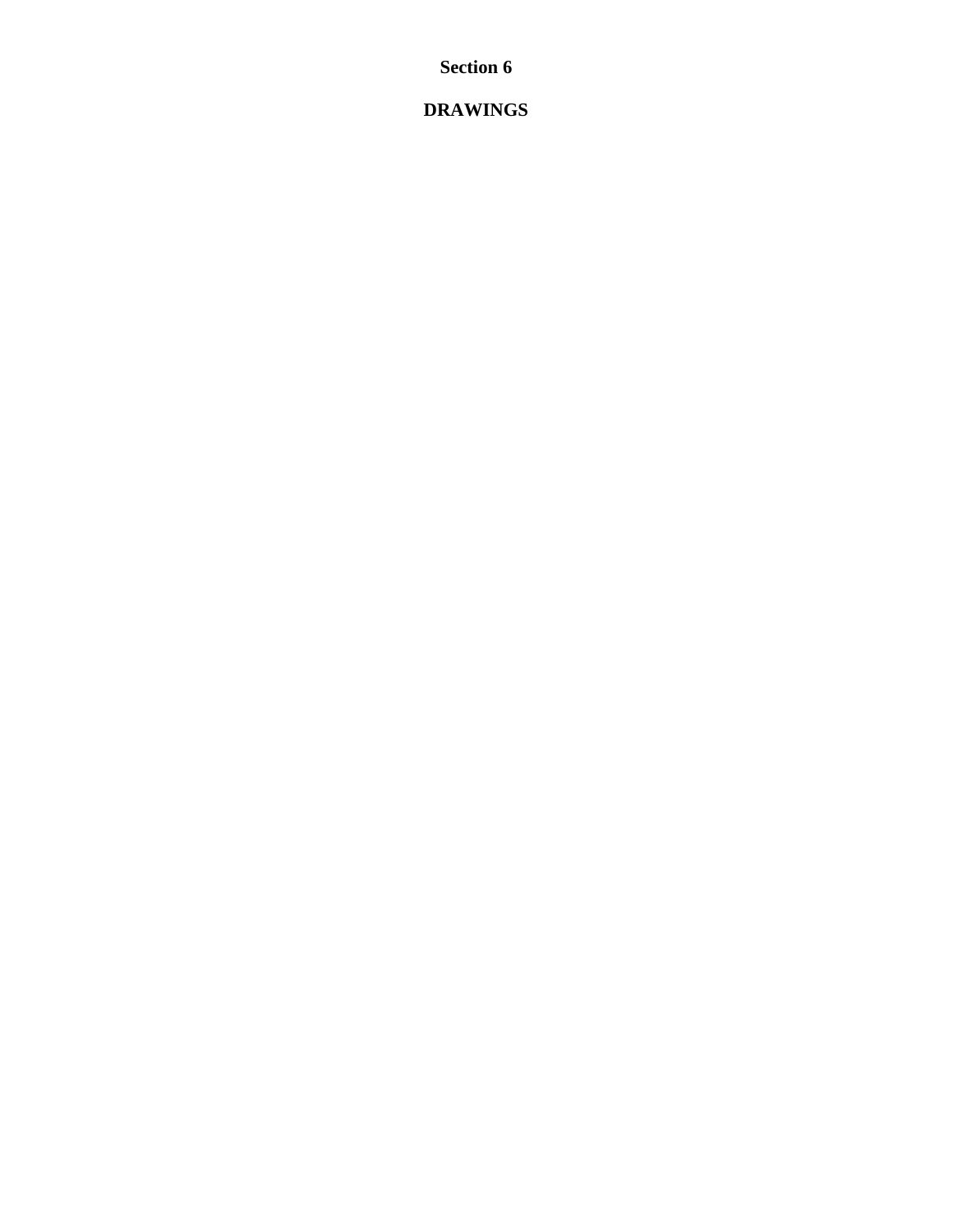# Section 6

# DRAWINGS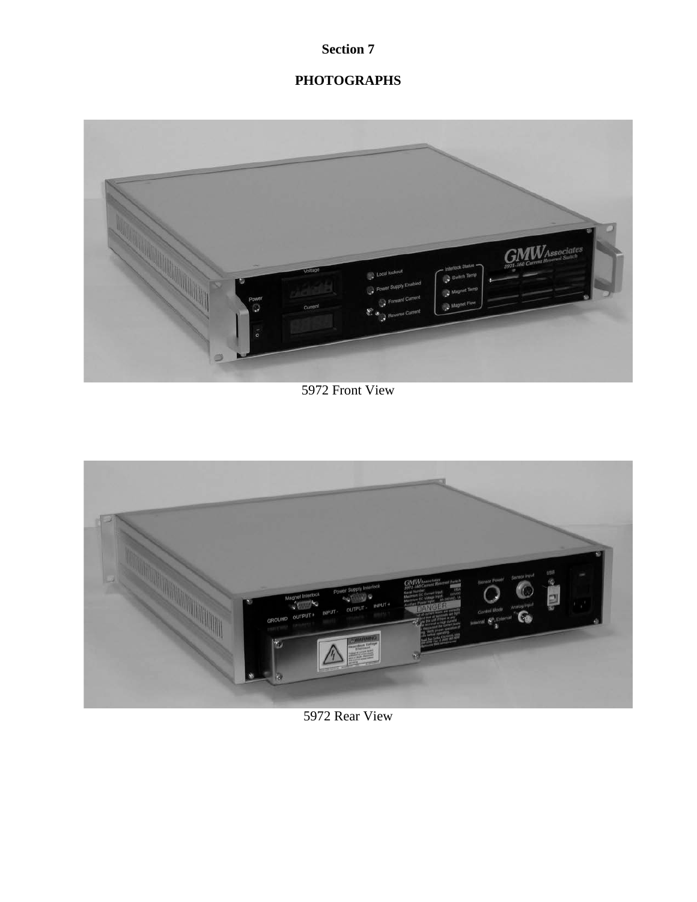**Section 7**

**PHOTOGRAPHS**

5972 Front View

5972 Rear View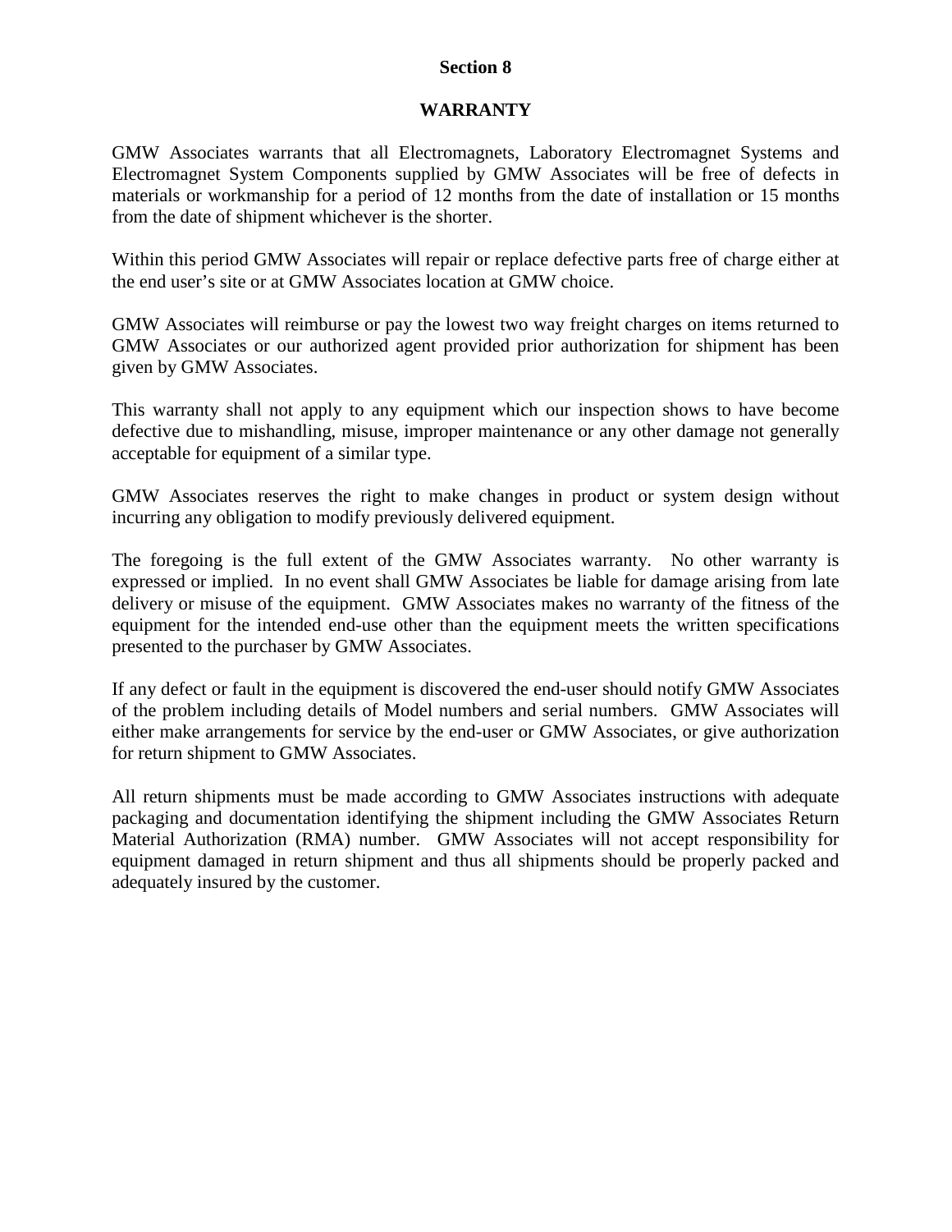## Section 8

## WARRANTY

GMW Associates warrants that all Electromagnets, Laboratory Electromagnet Systems and Electromagnet System Components supplied by GMW Associates will be free of defects in materials or workmanship for a period of 12 months from the date of installation or 15 months from the date of shipment whichever is the shorter.

Within this period GMW Associates will repair or replace defective parts free of charge either at the end user's site or at GMW Associates location at GMW choice.

GMW Associates will reimburse or pay the lowest two way freight charges on items returned to GMW Associates or our authorized agent provided prior authorization for shipment has been given by GMW Associates.

This warranty shall not apply to any equipment which our inspection shows to have become defective due to mishandling, misuse, improper maintenance or any other damage not generally acceptable for equipment of a similar type.

GMW Associates reserves the right to make changes in product or system design without incurring any obligation to modify previously delivered equipment.

The foregoing is the full extent of the GMW Associates warranty. No other warranty is expressed or implied. In no event shall GMW Associates be liable for damage arising from late delivery or misuse of the equipment. GMW Associates makes no warranty of the fitness of the equipment for the intended end-use other than the equipment meets the written specifications presented to the purchaser by GMW Associates.

If any defect or fault in the equipment is discovered the end-user should notify GMW Associates of the problem including details of Model numbers and serial numbers. GMW Associates will either make arrangements for service by the end-user or GMW Associates, or give authorization for return shipment to GMW Associates.

All return shipments must be made according to GMW Associates instructions with adequate packaging and documentation identifying the shipment including the GMW Associates Return Material Authorization (RMA) number. GMW Associates will not accept responsibility for equipment damaged in return shipment and thus all shipments should be properly packed and adequately insured by the customer.